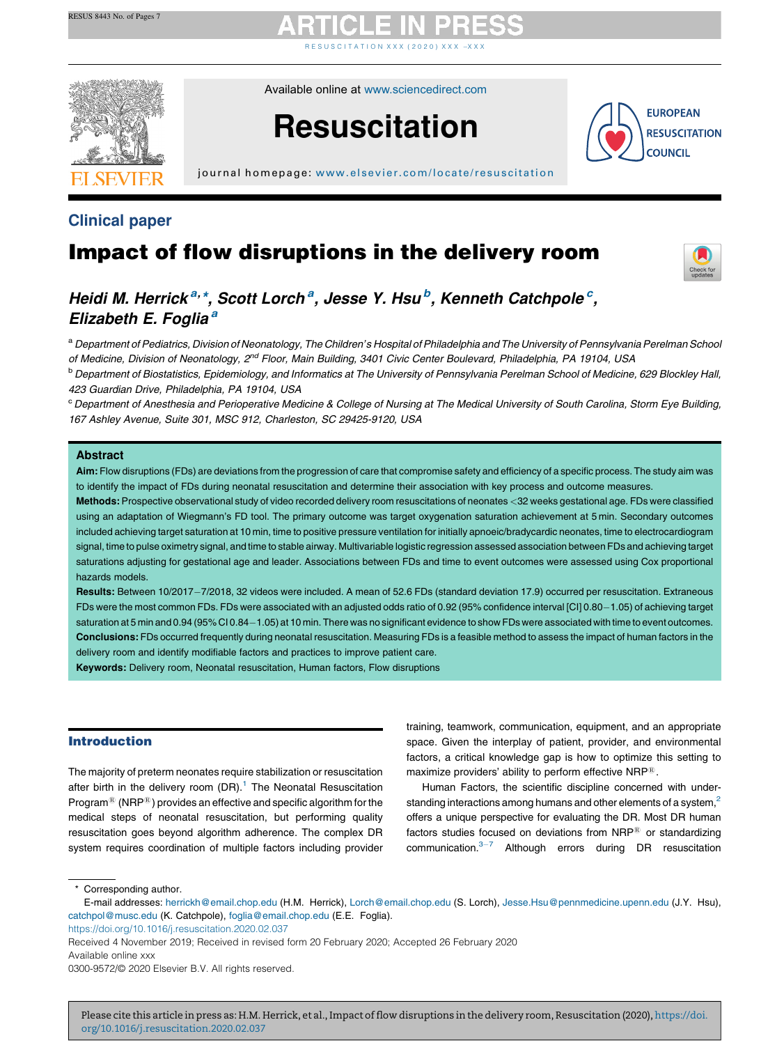## Clinical paper

# Impact of flow disruptions in the delivery room

**Heidi M. Herrick[a,*], Scott Lorch[a], Jesse Y. Hsu[b], Kenneth Catchpole[c], Elizabeth E. Foglia[a]**

[a] Department of Pediatrics, Division of Neonatology, The Children's Hospital of Philadelphia and The University of Pennsylvania Perelman School of Medicine, Division of Neonatology, 2nd Floor, Main Building, 3401 Civic Center Boulevard, Philadelphia, PA 19104, USA

[b] Department of Biostatistics, Epidemiology, and Informatics at The University of Pennsylvania Perelman School of Medicine, 629 Blockley Hall, 423 Guardian Drive, Philadelphia, PA 19104, USA

[c] Department of Anesthesia and Perioperative Medicine & College of Nursing at The Medical University of South Carolina, Storm Eye Building, 167 Ashley Avenue, Suite 301, MSC 912, Charleston, SC 29425-9120, USA

### Abstract

**Aim:** Flow disruptions (FDs) are deviations from the progression of care that compromise safety and efficiency of a specific process. The study aim was to identify the impact of FDs during neonatal resuscitation and determine their association with key process and outcome measures.

**Methods:** Prospective observational study of video recorded delivery room resuscitations of neonates <32 weeks gestational age. FDs were classified using an adaptation of Wiegmann's FD tool. The primary outcome was target oxygenation saturation achievement at 5 min. Secondary outcomes included achieving target saturation at 10 min, time to positive pressure ventilation for initially apnoeic/bradycardic neonates, time to electrocardiogram signal, time to pulse oximetry signal, and time to stable airway. Multivariable logistic regression assessed association between FDs and achieving target saturations adjusting for gestational age and leader. Associations between FDs and time to event outcomes were assessed using Cox proportional hazards models.

**Results:** Between 10/2017–7/2018, 32 videos were included. A mean of 52.6 FDs (standard deviation 17.9) occurred per resuscitation. Extraneous FDs were the most common FDs. FDs were associated with an adjusted odds ratio of 0.92 (95% confidence interval [CI] 0.80–1.05) of achieving target saturation at 5 min and 0.94 (95% CI 0.84–1.05) at 10 min. There was no significant evidence to show FDs were associated with time to event outcomes.

**Conclusions:** FDs occurred frequently during neonatal resuscitation. Measuring FDs is a feasible method to assess the impact of human factors in the delivery room and identify modifiable factors and practices to improve patient care.

**Keywords:** Delivery room, Neonatal resuscitation, Human factors, Flow disruptions

## Introduction

The majority of preterm neonates require stabilization or resuscitation after birth in the delivery room (DR).[1] The Neonatal Resuscitation Program® (NRP®) provides an effective and specific algorithm for the medical steps of neonatal resuscitation, but performing quality resuscitation goes beyond algorithm adherence. The complex DR system requires coordination of multiple factors including provider training, teamwork, communication, equipment, and an appropriate space. Given the interplay of patient, provider, and environmental factors, a critical knowledge gap is how to optimize this setting to maximize providers' ability to perform effective NRP®.

Human Factors, the scientific discipline concerned with understanding interactions among humans and other elements of a system,[2] offers a unique perspective for evaluating the DR. Most DR human factors studies focused on deviations from NRP® or standardizing communication.[3–7] Although errors during DR resuscitation

\* Corresponding author.

E-mail addresses: herrickh@email.chop.edu (H.M. Herrick), Lorch@email.chop.edu (S. Lorch), Jesse.Hsu@pennmedicine.upenn.edu (J.Y. Hsu), catchpol@musc.edu (K. Catchpole), foglia@email.chop.edu (E.E. Foglia).

https://doi.org/10.1016/j.resuscitation.2020.02.037

Received 4 November 2019; Received in revised form 20 February 2020; Accepted 26 February 2020

Available online xxx

0300-9572/© 2020 Elsevier B.V. All rights reserved.

Please cite this article in press as: H.M. Herrick, et al., Impact of flow disruptions in the delivery room, Resuscitation (2020), https://doi.org/10.1016/j.resuscitation.2020.02.037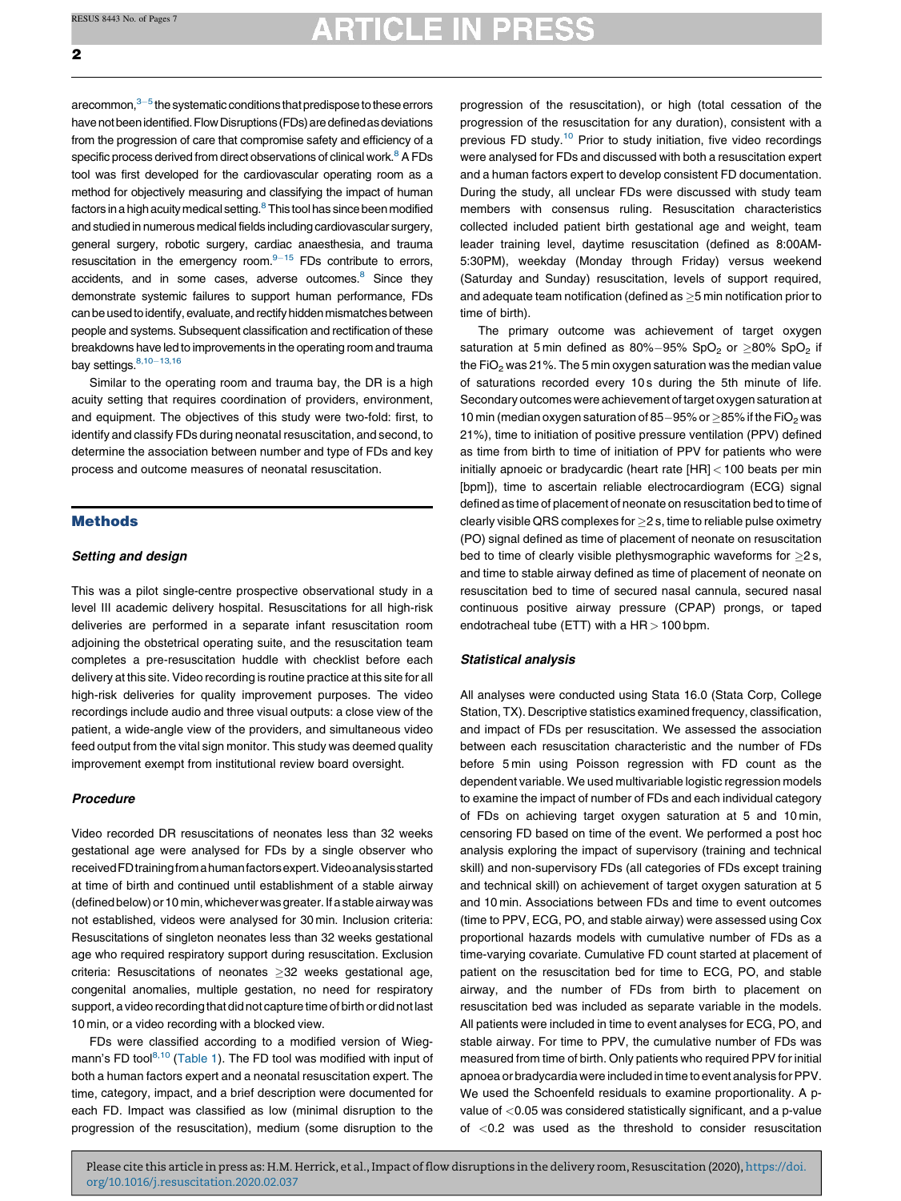are common,[3–5] the systematic conditions that predispose to these errors have not been identified. Flow Disruptions (FDs) are defined as deviations from the progression of care that compromise safety and efficiency of a specific process derived from direct observations of clinical work.[8] A FDs tool was first developed for the cardiovascular operating room as a method for objectively measuring and classifying the impact of human factors in a high acuity medical setting.[8] This tool has since been modified and studied in numerous medical fields including cardiovascular surgery, general surgery, robotic surgery, cardiac anaesthesia, and trauma resuscitation in the emergency room.[9–15] FDs contribute to errors, accidents, and in some cases, adverse outcomes.[8] Since they demonstrate systemic failures to support human performance, FDs can be used to identify, evaluate, and rectify hidden mismatches between people and systems. Subsequent classification and rectification of these breakdowns have led to improvements in the operating room and trauma bay settings.[8,10–13,16]

Similar to the operating room and trauma bay, the DR is a high acuity setting that requires coordination of providers, environment, and equipment. The objectives of this study were two-fold: first, to identify and classify FDs during neonatal resuscitation, and second, to determine the association between number and type of FDs and key process and outcome measures of neonatal resuscitation.

## Methods

### *Setting and design*

This was a pilot single-centre prospective observational study in a level III academic delivery hospital. Resuscitations for all high-risk deliveries are performed in a separate infant resuscitation room adjoining the obstetrical operating suite, and the resuscitation team completes a pre-resuscitation huddle with checklist before each delivery at this site. Video recording is routine practice at this site for all high-risk deliveries for quality improvement purposes. The video recordings include audio and three visual outputs: a close view of the patient, a wide-angle view of the providers, and simultaneous video feed output from the vital sign monitor. This study was deemed quality improvement exempt from institutional review board oversight.

### *Procedure*

Video recorded DR resuscitations of neonates less than 32 weeks gestational age were analysed for FDs by a single observer who received FD training from a human factors expert. Video analysis started at time of birth and continued until establishment of a stable airway (defined below) or 10 min, whichever was greater. If a stable airway was not established, videos were analysed for 30 min. Inclusion criteria: Resuscitations of singleton neonates less than 32 weeks gestational age who required respiratory support during resuscitation. Exclusion criteria: Resuscitations of neonates ≥32 weeks gestational age, congenital anomalies, multiple gestation, no need for respiratory support, a video recording that did not capture time of birth or did not last 10 min, or a video recording with a blocked view.

FDs were classified according to a modified version of Wiegmann's FD tool[8,10] (Table 1). The FD tool was modified with input of both a human factors expert and a neonatal resuscitation expert. The time, category, impact, and a brief description were documented for each FD. Impact was classified as low (minimal disruption to the progression of the resuscitation), medium (some disruption to the progression of the resuscitation), or high (total cessation of the progression of the resuscitation for any duration), consistent with a previous FD study.[10] Prior to study initiation, five video recordings were analysed for FDs and discussed with both a resuscitation expert and a human factors expert to develop consistent FD documentation. During the study, all unclear FDs were discussed with study team members with consensus ruling. Resuscitation characteristics collected included patient birth gestational age and weight, team leader training level, daytime resuscitation (defined as 8:00AM-5:30PM), weekday (Monday through Friday) versus weekend (Saturday and Sunday) resuscitation, levels of support required, and adequate team notification (defined as ≥5 min notification prior to time of birth).

The primary outcome was achievement of target oxygen saturation at 5 min defined as 80%−95% $SpO_2$ or ≥80% $SpO_2$ if the $FiO_2$ was 21%. The 5 min oxygen saturation was the median value of saturations recorded every 10 s during the 5th minute of life. Secondary outcomes were achievement of target oxygen saturation at 10 min (median oxygen saturation of 85−95% or ≥85% if the $FiO_2$ was 21%), time to initiation of positive pressure ventilation (PPV) defined as time from birth to time of initiation of PPV for patients who were initially apnoeic or bradycardic (heart rate [HR] < 100 beats per min [bpm]), time to ascertain reliable electrocardiogram (ECG) signal defined as time of placement of neonate on resuscitation bed to time of clearly visible QRS complexes for ≥2 s, time to reliable pulse oximetry (PO) signal defined as time of placement of neonate on resuscitation bed to time of clearly visible plethysmographic waveforms for ≥2 s, and time to stable airway defined as time of placement of neonate on resuscitation bed to time of secured nasal cannula, secured nasal continuous positive airway pressure (CPAP) prongs, or taped endotracheal tube (ETT) with a HR > 100 bpm.

### *Statistical analysis*

All analyses were conducted using Stata 16.0 (Stata Corp, College Station, TX). Descriptive statistics examined frequency, classification, and impact of FDs per resuscitation. We assessed the association between each resuscitation characteristic and the number of FDs before 5 min using Poisson regression with FD count as the dependent variable. We used multivariable logistic regression models to examine the impact of number of FDs and each individual category of FDs on achieving target oxygen saturation at 5 and 10 min, censoring FD based on time of the event. We performed a post hoc analysis exploring the impact of supervisory (training and technical skill) and non-supervisory FDs (all categories of FDs except training and technical skill) on achievement of target oxygen saturation at 5 and 10 min. Associations between FDs and time to event outcomes (time to PPV, ECG, PO, and stable airway) were assessed using Cox proportional hazards models with cumulative number of FDs as a time-varying covariate. Cumulative FD count started at placement of patient on the resuscitation bed for time to ECG, PO, and stable airway, and the number of FDs from birth to placement on resuscitation bed was included as separate variable in the models. All patients were included in time to event analyses for ECG, PO, and stable airway. For time to PPV, the cumulative number of FDs was measured from time of birth. Only patients who required PPV for initial apnoea or bradycardia were included in time to event analysis for PPV. We used the Schoenfeld residuals to examine proportionality. A p-value of <0.05 was considered statistically significant, and a p-value of <0.2 was used as the threshold to consider resuscitation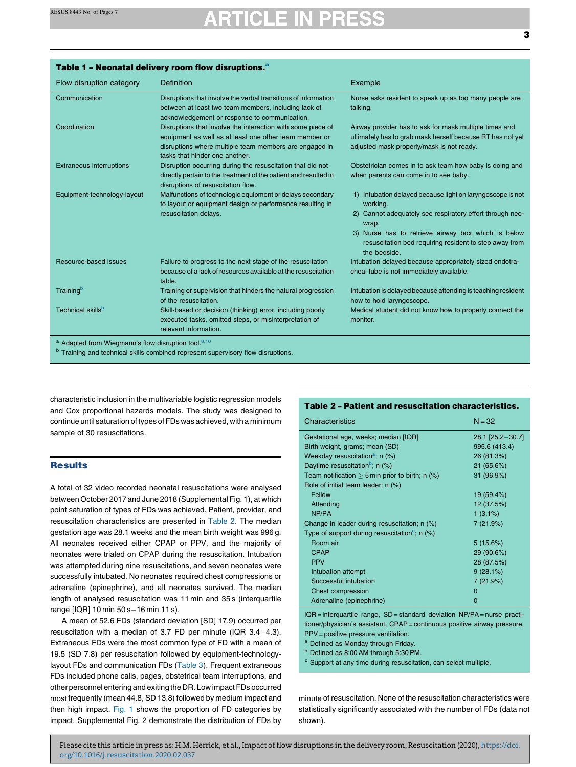**Table 1 – Neonatal delivery room flow disruptions.[a]**

| Flow disruption category | Definition | Example |
|---|---|---|
| Communication | Disruptions that involve the verbal transitions of information between at least two team members, including lack of acknowledgement or response to communication. | Nurse asks resident to speak up as too many people are talking. |
| Coordination | Disruptions that involve the interaction with some piece of equipment as well as at least one other team member or disruptions where multiple team members are engaged in tasks that hinder one another. | Airway provider has to ask for mask multiple times and ultimately has to grab mask herself because RT has not yet adjusted mask properly/mask is not ready. |
| Extraneous interruptions | Disruption occurring during the resuscitation that did not directly pertain to the treatment of the patient and resulted in disruptions of resuscitation flow. | Obstetrician comes in to ask team how baby is doing and when parents can come in to see baby. |
| Equipment-technology-layout | Malfunctions of technologic equipment or delays secondary to layout or equipment design or performance resulting in resuscitation delays. | 1) Intubation delayed because light on laryngoscope is not working. 2) Cannot adequately see respiratory effort through neo-wrap. 3) Nurse has to retrieve airway box which is below resuscitation bed requiring resident to step away from the bedside. |
| Resource-based issues | Failure to progress to the next stage of the resuscitation because of a lack of resources available at the resuscitation table. | Intubation delayed because appropriately sized endotracheal tube is not immediately available. |
| Training[b] | Training or supervision that hinders the natural progression of the resuscitation. | Intubation is delayed because attending is teaching resident how to hold laryngoscope. |
| Technical skills[b] | Skill-based or decision (thinking) error, including poorly executed tasks, omitted steps, or misinterpretation of relevant information. | Medical student did not know how to properly connect the monitor. |

[a] Adapted from Wiegmann's flow disruption tool.[8,10]
[b] Training and technical skills combined represent supervisory flow disruptions.

characteristic inclusion in the multivariable logistic regression models and Cox proportional hazards models. The study was designed to continue until saturation of types of FDs was achieved, with a minimum sample of 30 resuscitations.

## Results

A total of 32 video recorded neonatal resuscitations were analysed between October 2017 and June 2018 (Supplemental Fig. 1), at which point saturation of types of FDs was achieved. Patient, provider, and resuscitation characteristics are presented in Table 2. The median gestation age was 28.1 weeks and the mean birth weight was 996 g. All neonates received either CPAP or PPV, and the majority of neonates were trialed on CPAP during the resuscitation. Intubation was attempted during nine resuscitations, and seven neonates were successfully intubated. No neonates required chest compressions or adrenaline (epinephrine), and all neonates survived. The median length of analysed resuscitation was 11 min and 35 s (interquartile range [IQR] 10 min 50 s–16 min 11 s).

A mean of 52.6 FDs (standard deviation [SD] 17.9) occurred per resuscitation with a median of 3.7 FD per minute (IQR 3.4–4.3). Extraneous FDs were the most common type of FD with a mean of 19.5 (SD 7.8) per resuscitation followed by equipment-technology-layout FDs and communication FDs (Table 3). Frequent extraneous FDs included phone calls, pages, obstetrical team interruptions, and other personnel entering and exiting the DR. Low impact FDs occurred most frequently (mean 44.8, SD 13.8) followed by medium impact and then high impact. Fig. 1 shows the proportion of FD categories by impact. Supplemental Fig. 2 demonstrate the distribution of FDs by minute of resuscitation. None of the resuscitation characteristics were statistically significantly associated with the number of FDs (data not shown).

**Table 2 – Patient and resuscitation characteristics.**

| Characteristics | N = 32 |
|---|---|
| Gestational age, weeks; median [IQR] | 28.1 [25.2–30.7] |
| Birth weight, grams; mean (SD) | 995.6 (413.4) |
| Weekday resuscitation[a]; n (%) | 26 (81.3%) |
| Daytime resuscitation[b]; n (%) | 21 (65.6%) |
| Team notification ≥ 5 min prior to birth; n (%) | 31 (96.9%) |
| Role of initial team leader; n (%) | |
| Fellow | 19 (59.4%) |
| Attending | 12 (37.5%) |
| NP/PA | 1 (3.1%) |
| Change in leader during resuscitation; n (%) | 7 (21.9%) |
| Type of support during resuscitation[c]; n (%) | |
| Room air | 5 (15.6%) |
| CPAP | 29 (90.6%) |
| PPV | 28 (87.5%) |
| Intubation attempt | 9 (28.1%) |
| Successful intubation | 7 (21.9%) |
| Chest compression | 0 |
| Adrenaline (epinephrine) | 0 |

IQR = interquartile range, SD = standard deviation NP/PA = nurse practitioner/physician's assistant, CPAP = continuous positive airway pressure, PPV = positive pressure ventilation.
[a] Defined as Monday through Friday.
[b] Defined as 8:00 AM through 5:30 PM.
[c] Support at any time during resuscitation, can select multiple.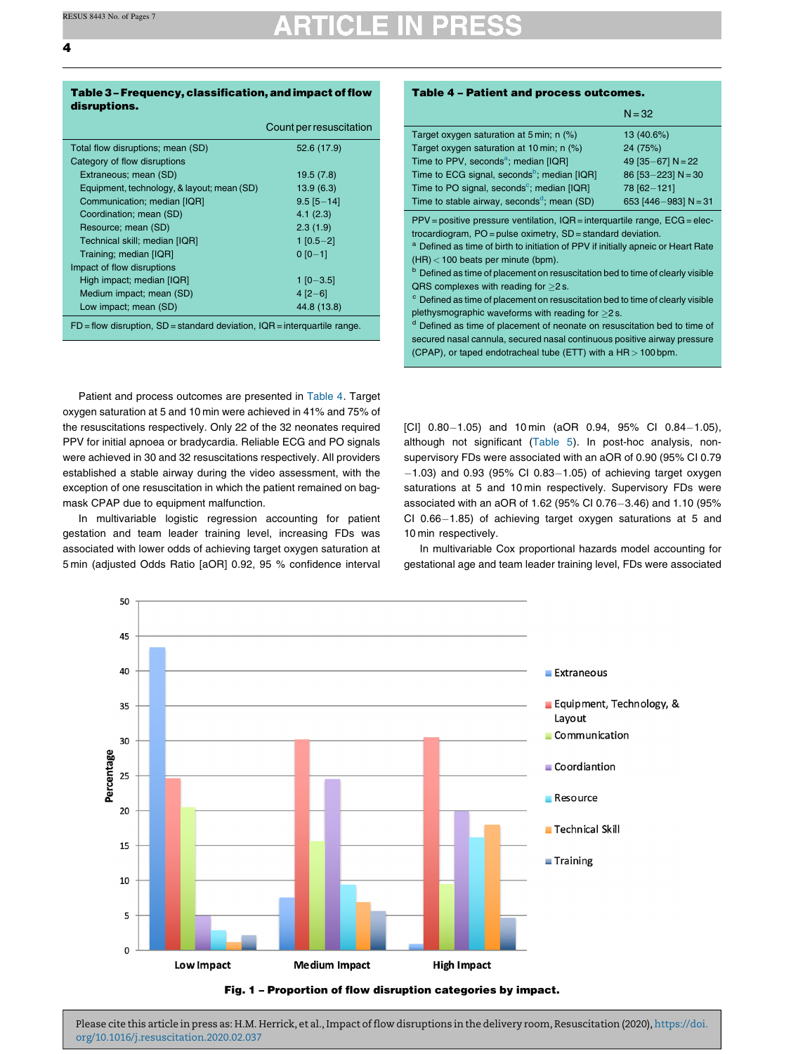**Table 3 – Frequency, classification, and impact of flow disruptions.**

| | Count per resuscitation |
|---|---|
| Total flow disruptions; mean (SD) | 52.6 (17.9) |
| Category of flow disruptions | |
| Extraneous; mean (SD) | 19.5 (7.8) |
| Equipment, technology, & layout; mean (SD) | 13.9 (6.3) |
| Communication; median [IQR] | 9.5 [5–14] |
| Coordination; mean (SD) | 4.1 (2.3) |
| Resource; mean (SD) | 2.3 (1.9) |
| Technical skill; median [IQR] | 1 [0.5–2] |
| Training; median [IQR] | 0 [0–1] |
| Impact of flow disruptions | |
| High impact; median [IQR] | 1 [0–3.5] |
| Medium impact; mean (SD) | 4 [2–6] |
| Low impact; mean (SD) | 44.8 (13.8) |

FD = flow disruption, SD = standard deviation, IQR = interquartile range.

**Table 4 – Patient and process outcomes.**

| | N = 32 |
|---|---|
| Target oxygen saturation at 5 min; n (%) | 13 (40.6%) |
| Target oxygen saturation at 10 min; n (%) | 24 (75%) |
| Time to PPV, seconds[a]; median [IQR] | 49 [35–67] N = 22 |
| Time to ECG signal, seconds[b]; median [IQR] | 86 [53–223] N = 30 |
| Time to PO signal, seconds[c]; median [IQR] | 78 [62–121] |
| Time to stable airway, seconds[d]; mean (SD) | 653 [446–983] N = 31 |

PPV = positive pressure ventilation, IQR = interquartile range, ECG = electrocardiogram, PO = pulse oximetry, SD = standard deviation.

[a] Defined as time of birth to initiation of PPV if initially apneic or Heart Rate (HR) < 100 beats per minute (bpm).

[b] Defined as time of placement on resuscitation bed to time of clearly visible QRS complexes with reading for ≥2 s.

[c] Defined as time of placement on resuscitation bed to time of clearly visible plethysmographic waveforms with reading for ≥2 s.

[d] Defined as time of placement of neonate on resuscitation bed to time of secured nasal cannula, secured nasal continuous positive airway pressure (CPAP), or taped endotracheal tube (ETT) with a HR > 100 bpm.

Patient and process outcomes are presented in Table 4. Target oxygen saturation at 5 and 10 min were achieved in 41% and 75% of the resuscitations respectively. Only 22 of the 32 neonates required PPV for initial apnoea or bradycardia. Reliable ECG and PO signals were achieved in 30 and 32 resuscitations respectively. All providers established a stable airway during the video assessment, with the exception of one resuscitation in which the patient remained on bag-mask CPAP due to equipment malfunction.

In multivariable logistic regression accounting for patient gestation and team leader training level, increasing FDs was associated with lower odds of achieving target oxygen saturation at 5 min (adjusted Odds Ratio [aOR] 0.92, 95 % confidence interval [CI] 0.80–1.05) and 10 min (aOR 0.94, 95% CI 0.84–1.05), although not significant (Table 5). In post-hoc analysis, non-supervisory FDs were associated with an aOR of 0.90 (95% CI 0.79–1.03) and 0.93 (95% CI 0.83–1.05) of achieving target oxygen saturations at 5 and 10 min respectively. Supervisory FDs were associated with an aOR of 1.62 (95% CI 0.76–3.46) and 1.10 (95% CI 0.66–1.85) of achieving target oxygen saturations at 5 and 10 min respectively.

In multivariable Cox proportional hazards model accounting for gestational age and team leader training level, FDs were associated

**Fig. 1 – Proportion of flow disruption categories by impact.**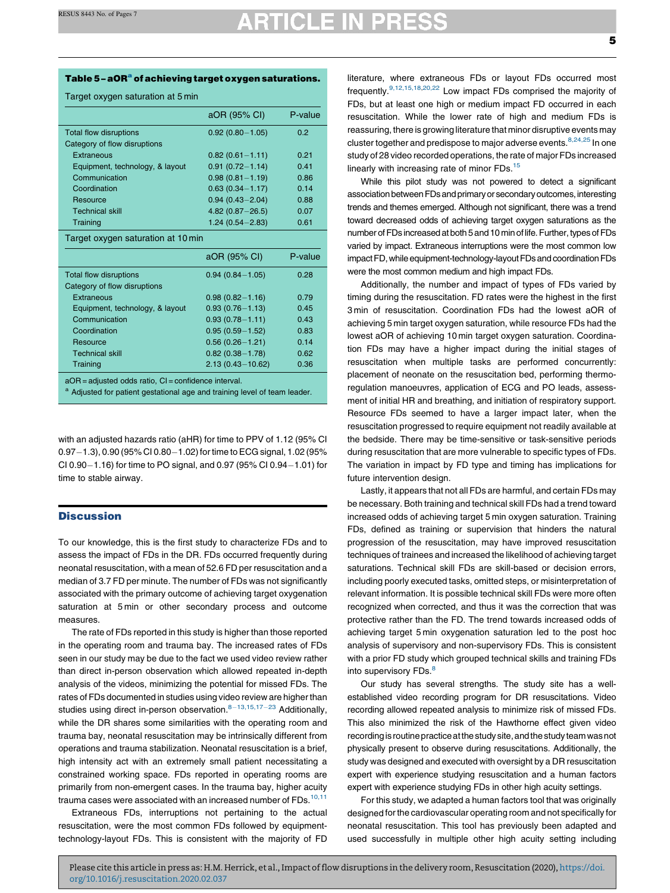**Table 5 – aOR[a] of achieving target oxygen saturations.**

| Target oxygen saturation at 5 min | aOR (95% CI) | P-value |
|---|---|---|
| Total flow disruptions | 0.92 (0.80−1.05) | 0.2 |
| Category of flow disruptions | | |
| Extraneous | 0.82 (0.61−1.11) | 0.21 |
| Equipment, technology, & layout | 0.91 (0.72−1.14) | 0.41 |
| Communication | 0.98 (0.81−1.19) | 0.86 |
| Coordination | 0.63 (0.34−1.17) | 0.14 |
| Resource | 0.94 (0.43−2.04) | 0.88 |
| Technical skill | 4.82 (0.87−26.5) | 0.07 |
| Training | 1.24 (0.54−2.83) | 0.61 |
| **Target oxygen saturation at 10 min** | **aOR (95% CI)** | **P-value** |
| Total flow disruptions | 0.94 (0.84−1.05) | 0.28 |
| Category of flow disruptions | | |
| Extraneous | 0.98 (0.82−1.16) | 0.79 |
| Equipment, technology, & layout | 0.93 (0.76−1.13) | 0.45 |
| Communication | 0.93 (0.78−1.11) | 0.43 |
| Coordination | 0.95 (0.59−1.52) | 0.83 |
| Resource | 0.56 (0.26−1.21) | 0.14 |
| Technical skill | 0.82 (0.38−1.78) | 0.62 |
| Training | 2.13 (0.43−10.62) | 0.36 |

aOR = adjusted odds ratio, CI = confidence interval.
[a] Adjusted for patient gestational age and training level of team leader.

with an adjusted hazards ratio (aHR) for time to PPV of 1.12 (95% CI 0.97−1.3), 0.90 (95% CI 0.80−1.02) for time to ECG signal, 1.02 (95% CI 0.90−1.16) for time to PO signal, and 0.97 (95% CI 0.94−1.01) for time to stable airway.

## Discussion

To our knowledge, this is the first study to characterize FDs and to assess the impact of FDs in the DR. FDs occurred frequently during neonatal resuscitation, with a mean of 52.6 FD per resuscitation and a median of 3.7 FD per minute. The number of FDs was not significantly associated with the primary outcome of achieving target oxygenation saturation at 5 min or other secondary process and outcome measures.

The rate of FDs reported in this study is higher than those reported in the operating room and trauma bay. The increased rates of FDs seen in our study may be due to the fact we used video review rather than direct in-person observation which allowed repeated in-depth analysis of the videos, minimizing the potential for missed FDs. The rates of FDs documented in studies using video review are higher than studies using direct in-person observation.[8–13,15,17–23] Additionally, while the DR shares some similarities with the operating room and trauma bay, neonatal resuscitation may be intrinsically different from operations and trauma stabilization. Neonatal resuscitation is a brief, high intensity act with an extremely small patient necessitating a constrained working space. FDs reported in operating rooms are primarily from non-emergent cases. In the trauma bay, higher acuity trauma cases were associated with an increased number of FDs.[10,11]

Extraneous FDs, interruptions not pertaining to the actual resuscitation, were the most common FDs followed by equipment-technology-layout FDs. This is consistent with the majority of FD literature, where extraneous FDs or layout FDs occurred most frequently.[9,12,15,18,20,22] Low impact FDs comprised the majority of FDs, but at least one high or medium impact FD occurred in each resuscitation. While the lower rate of high and medium FDs is reassuring, there is growing literature that minor disruptive events may cluster together and predispose to major adverse events.[8,24,25] In one study of 28 video recorded operations, the rate of major FDs increased linearly with increasing rate of minor FDs.[15]

While this pilot study was not powered to detect a significant association between FDs and primary or secondary outcomes, interesting trends and themes emerged. Although not significant, there was a trend toward decreased odds of achieving target oxygen saturations as the number of FDs increased at both 5 and 10 min of life. Further, types of FDs varied by impact. Extraneous interruptions were the most common low impact FD, while equipment-technology-layout FDs and coordination FDs were the most common medium and high impact FDs.

Additionally, the number and impact of types of FDs varied by timing during the resuscitation. FD rates were the highest in the first 3 min of resuscitation. Coordination FDs had the lowest aOR of achieving 5 min target oxygen saturation, while resource FDs had the lowest aOR of achieving 10 min target oxygen saturation. Coordination FDs may have a higher impact during the initial stages of resuscitation when multiple tasks are performed concurrently: placement of neonate on the resuscitation bed, performing thermoregulation manoeuvres, application of ECG and PO leads, assessment of initial HR and breathing, and initiation of respiratory support. Resource FDs seemed to have a larger impact later, when the resuscitation progressed to require equipment not readily available at the bedside. There may be time-sensitive or task-sensitive periods during resuscitation that are more vulnerable to specific types of FDs. The variation in impact by FD type and timing has implications for future intervention design.

Lastly, it appears that not all FDs are harmful, and certain FDs may be necessary. Both training and technical skill FDs had a trend toward increased odds of achieving target 5 min oxygen saturation. Training FDs, defined as training or supervision that hinders the natural progression of the resuscitation, may have improved resuscitation techniques of trainees and increased the likelihood of achieving target saturations. Technical skill FDs are skill-based or decision errors, including poorly executed tasks, omitted steps, or misinterpretation of relevant information. It is possible technical skill FDs were more often recognized when corrected, and thus it was the correction that was protective rather than the FD. The trend towards increased odds of achieving target 5 min oxygenation saturation led to the post hoc analysis of supervisory and non-supervisory FDs. This is consistent with a prior FD study which grouped technical skills and training FDs into supervisory FDs.[8]

Our study has several strengths. The study site has a well-established video recording program for DR resuscitations. Video recording allowed repeated analysis to minimize risk of missed FDs. This also minimized the risk of the Hawthorne effect given video recording is routine practice at the study site, and the study team was not physically present to observe during resuscitations. Additionally, the study was designed and executed with oversight by a DR resuscitation expert with experience studying resuscitation and a human factors expert with experience studying FDs in other high acuity settings.

For this study, we adapted a human factors tool that was originally designed for the cardiovascular operating room and not specifically for neonatal resuscitation. This tool has previously been adapted and used successfully in multiple other high acuity setting including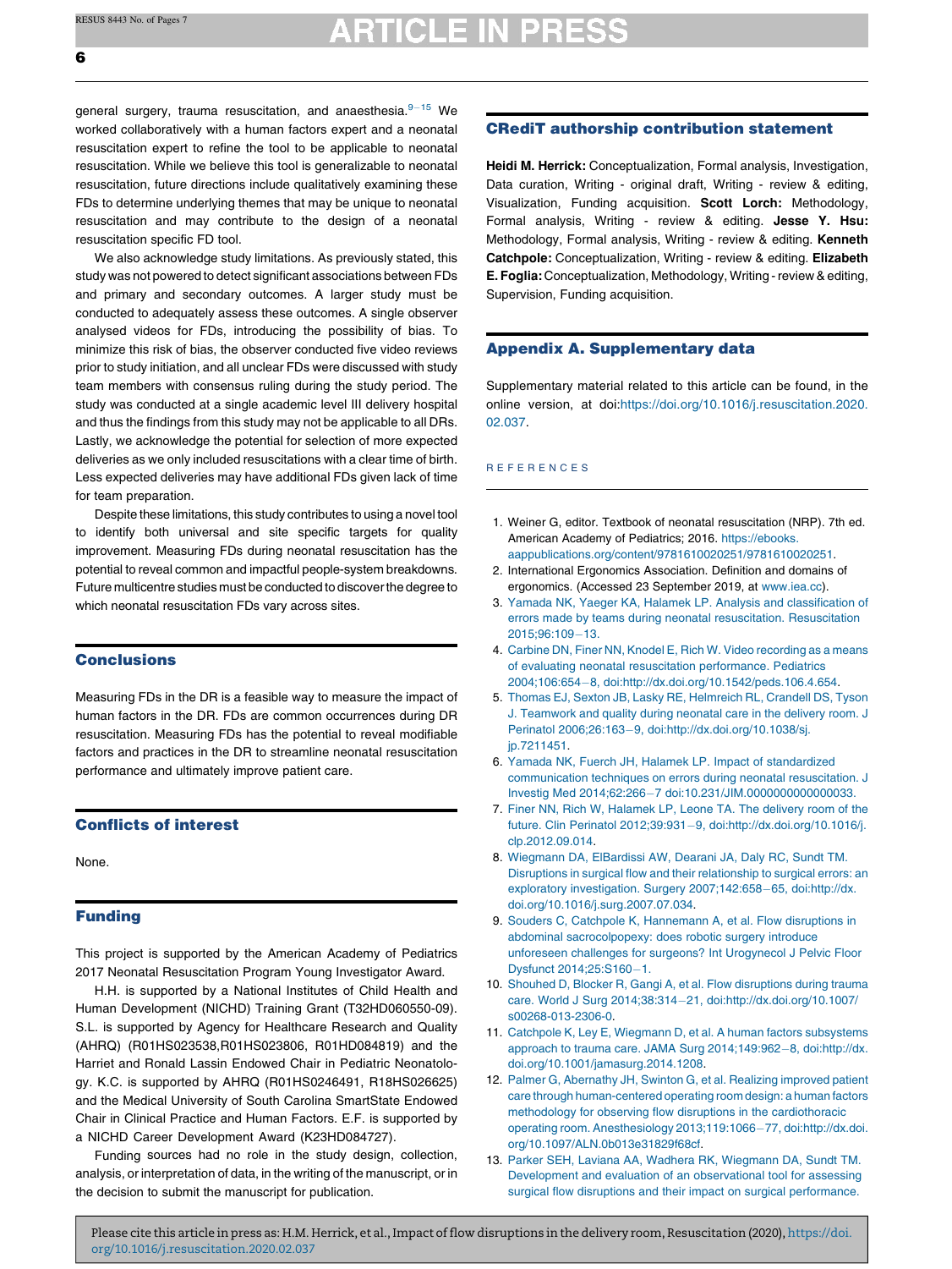general surgery, trauma resuscitation, and anaesthesia.[9–15] We worked collaboratively with a human factors expert and a neonatal resuscitation expert to refine the tool to be applicable to neonatal resuscitation. While we believe this tool is generalizable to neonatal resuscitation, future directions include qualitatively examining these FDs to determine underlying themes that may be unique to neonatal resuscitation and may contribute to the design of a neonatal resuscitation specific FD tool.

We also acknowledge study limitations. As previously stated, this study was not powered to detect significant associations between FDs and primary and secondary outcomes. A larger study must be conducted to adequately assess these outcomes. A single observer analysed videos for FDs, introducing the possibility of bias. To minimize this risk of bias, the observer conducted five video reviews prior to study initiation, and all unclear FDs were discussed with study team members with consensus ruling during the study period. The study was conducted at a single academic level III delivery hospital and thus the findings from this study may not be applicable to all DRs. Lastly, we acknowledge the potential for selection of more expected deliveries as we only included resuscitations with a clear time of birth. Less expected deliveries may have additional FDs given lack of time for team preparation.

Despite these limitations, this study contributes to using a novel tool to identify both universal and site specific targets for quality improvement. Measuring FDs during neonatal resuscitation has the potential to reveal common and impactful people-system breakdowns. Future multicentre studies must be conducted to discover the degree to which neonatal resuscitation FDs vary across sites.

## Conclusions

Measuring FDs in the DR is a feasible way to measure the impact of human factors in the DR. FDs are common occurrences during DR resuscitation. Measuring FDs has the potential to reveal modifiable factors and practices in the DR to streamline neonatal resuscitation performance and ultimately improve patient care.

## Conflicts of interest

None.

## Funding

This project is supported by the American Academy of Pediatrics 2017 Neonatal Resuscitation Program Young Investigator Award.

H.H. is supported by a National Institutes of Child Health and Human Development (NICHD) Training Grant (T32HD060550-09). S.L. is supported by Agency for Healthcare Research and Quality (AHRQ) (R01HS023538,R01HS023806, R01HD084819) and the Harriet and Ronald Lassin Endowed Chair in Pediatric Neonatology. K.C. is supported by AHRQ (R01HS0246491, R18HS026625) and the Medical University of South Carolina SmartState Endowed Chair in Clinical Practice and Human Factors. E.F. is supported by a NICHD Career Development Award (K23HD084727).

Funding sources had no role in the study design, collection, analysis, or interpretation of data, in the writing of the manuscript, or in the decision to submit the manuscript for publication.

## CRediT authorship contribution statement

**Heidi M. Herrick:** Conceptualization, Formal analysis, Investigation, Data curation, Writing - original draft, Writing - review & editing, Visualization, Funding acquisition. **Scott Lorch:** Methodology, Formal analysis, Writing - review & editing. **Jesse Y. Hsu:** Methodology, Formal analysis, Writing - review & editing. **Kenneth Catchpole:** Conceptualization, Writing - review & editing. **Elizabeth E. Foglia:** Conceptualization, Methodology, Writing - review & editing, Supervision, Funding acquisition.

## Appendix A. Supplementary data

Supplementary material related to this article can be found, in the online version, at doi:https://doi.org/10.1016/j.resuscitation.2020.02.037.

## REFERENCES

1. Weiner G, editor. Textbook of neonatal resuscitation (NRP). 7th ed. American Academy of Pediatrics; 2016. https://ebooks.aappublications.org/content/9781610020251/9781610020251.
2. International Ergonomics Association. Definition and domains of ergonomics. (Accessed 23 September 2019, at www.iea.cc).
3. Yamada NK, Yaeger KA, Halamek LP. Analysis and classification of errors made by teams during neonatal resuscitation. Resuscitation 2015;96:109–13.
4. Carbine DN, Finer NN, Knodel E, Rich W. Video recording as a means of evaluating neonatal resuscitation performance. Pediatrics 2004;106:654–8, doi:http://dx.doi.org/10.1542/peds.106.4.654.
5. Thomas EJ, Sexton JB, Lasky RE, Helmreich RL, Crandell DS, Tyson J. Teamwork and quality during neonatal care in the delivery room. J Perinatol 2006;26:163–9, doi:http://dx.doi.org/10.1038/sj.jp.7211451.
6. Yamada NK, Fuerch JH, Halamek LP. Impact of standardized communication techniques on errors during neonatal resuscitation. J Investig Med 2014;62:266–7 doi:10.231/JIM.0000000000000033.
7. Finer NN, Rich W, Halamek LP, Leone TA. The delivery room of the future. Clin Perinatol 2012;39:931–9, doi:http://dx.doi.org/10.1016/j.clp.2012.09.014.
8. Wiegmann DA, ElBardissi AW, Dearani JA, Daly RC, Sundt TM. Disruptions in surgical flow and their relationship to surgical errors: an exploratory investigation. Surgery 2007;142:658–65, doi:http://dx.doi.org/10.1016/j.surg.2007.07.034.
9. Souders C, Catchpole K, Hannemann A, et al. Flow disruptions in abdominal sacrocolpopexy: does robotic surgery introduce unforeseen challenges for surgeons? Int Urogynecol J Pelvic Floor Dysfunct 2014;25:S160–1.
10. Shouhed D, Blocker R, Gangi A, et al. Flow disruptions during trauma care. World J Surg 2014;38:314–21, doi:http://dx.doi.org/10.1007/s00268-013-2306-0.
11. Catchpole K, Ley E, Wiegmann D, et al. A human factors subsystems approach to trauma care. JAMA Surg 2014;149:962–8, doi:http://dx.doi.org/10.1001/jamasurg.2014.1208.
12. Palmer G, Abernathy JH, Swinton G, et al. Realizing improved patient care through human-centered operating room design: a human factors methodology for observing flow disruptions in the cardiothoracic operating room. Anesthesiology 2013;119:1066–77, doi:http://dx.doi.org/10.1097/ALN.0b013e31829f68cf.
13. Parker SEH, Laviana AA, Wadhera RK, Wiegmann DA, Sundt TM. Development and evaluation of an observational tool for assessing surgical flow disruptions and their impact on surgical performance.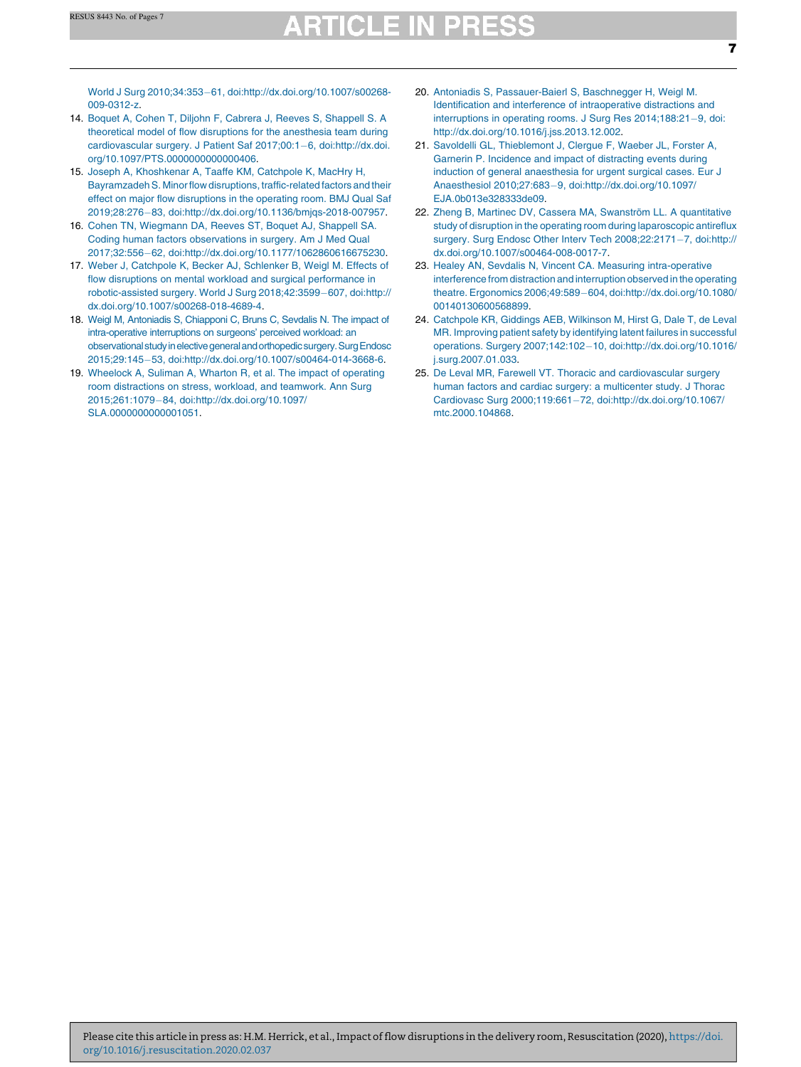World J Surg 2010;34:353–61, doi:http://dx.doi.org/10.1007/s00268-009-0312-z.

14. Boquet A, Cohen T, Diljohn F, Cabrera J, Reeves S, Shappell S. A theoretical model of flow disruptions for the anesthesia team during cardiovascular surgery. J Patient Saf 2017;00:1–6, doi:http://dx.doi.org/10.1097/PTS.0000000000000406.
15. Joseph A, Khoshkenar A, Taaffe KM, Catchpole K, MacHry H, Bayramzadeh S. Minor flow disruptions, traffic-related factors and their effect on major flow disruptions in the operating room. BMJ Qual Saf 2019;28:276–83, doi:http://dx.doi.org/10.1136/bmjqs-2018-007957.
16. Cohen TN, Wiegmann DA, Reeves ST, Boquet AJ, Shappell SA. Coding human factors observations in surgery. Am J Med Qual 2017;32:556–62, doi:http://dx.doi.org/10.1177/1062860616675230.
17. Weber J, Catchpole K, Becker AJ, Schlenker B, Weigl M. Effects of flow disruptions on mental workload and surgical performance in robotic-assisted surgery. World J Surg 2018;42:3599–607, doi:http://dx.doi.org/10.1007/s00268-018-4689-4.
18. Weigl M, Antoniadis S, Chiapponi C, Bruns C, Sevdalis N. The impact of intra-operative interruptions on surgeons' perceived workload: an observational study in elective general and orthopedic surgery. Surg Endosc 2015;29:145–53, doi:http://dx.doi.org/10.1007/s00464-014-3668-6.
19. Wheelock A, Suliman A, Wharton R, et al. The impact of operating room distractions on stress, workload, and teamwork. Ann Surg 2015;261:1079–84, doi:http://dx.doi.org/10.1097/SLA.0000000000001051.
20. Antoniadis S, Passauer-Baierl S, Baschnegger H, Weigl M. Identification and interference of intraoperative distractions and interruptions in operating rooms. J Surg Res 2014;188:21–9, doi:http://dx.doi.org/10.1016/j.jss.2013.12.002.
21. Savoldelli GL, Thieblemont J, Clergue F, Waeber JL, Forster A, Garnerin P. Incidence and impact of distracting events during induction of general anaesthesia for urgent surgical cases. Eur J Anaesthesiol 2010;27:683–9, doi:http://dx.doi.org/10.1097/EJA.0b013e328333de09.
22. Zheng B, Martinec DV, Cassera MA, Swanström LL. A quantitative study of disruption in the operating room during laparoscopic antireflux surgery. Surg Endosc Other Interv Tech 2008;22:2171–7, doi:http://dx.doi.org/10.1007/s00464-008-0017-7.
23. Healey AN, Sevdalis N, Vincent CA. Measuring intra-operative interference from distraction and interruption observed in the operating theatre. Ergonomics 2006;49:589–604, doi:http://dx.doi.org/10.1080/00140130600568899.
24. Catchpole KR, Giddings AEB, Wilkinson M, Hirst G, Dale T, de Leval MR. Improving patient safety by identifying latent failures in successful operations. Surgery 2007;142:102–10, doi:http://dx.doi.org/10.1016/j.surg.2007.01.033.
25. De Leval MR, Farewell VT. Thoracic and cardiovascular surgery human factors and cardiac surgery: a multicenter study. J Thorac Cardiovasc Surg 2000;119:661–72, doi:http://dx.doi.org/10.1067/mtc.2000.104868.